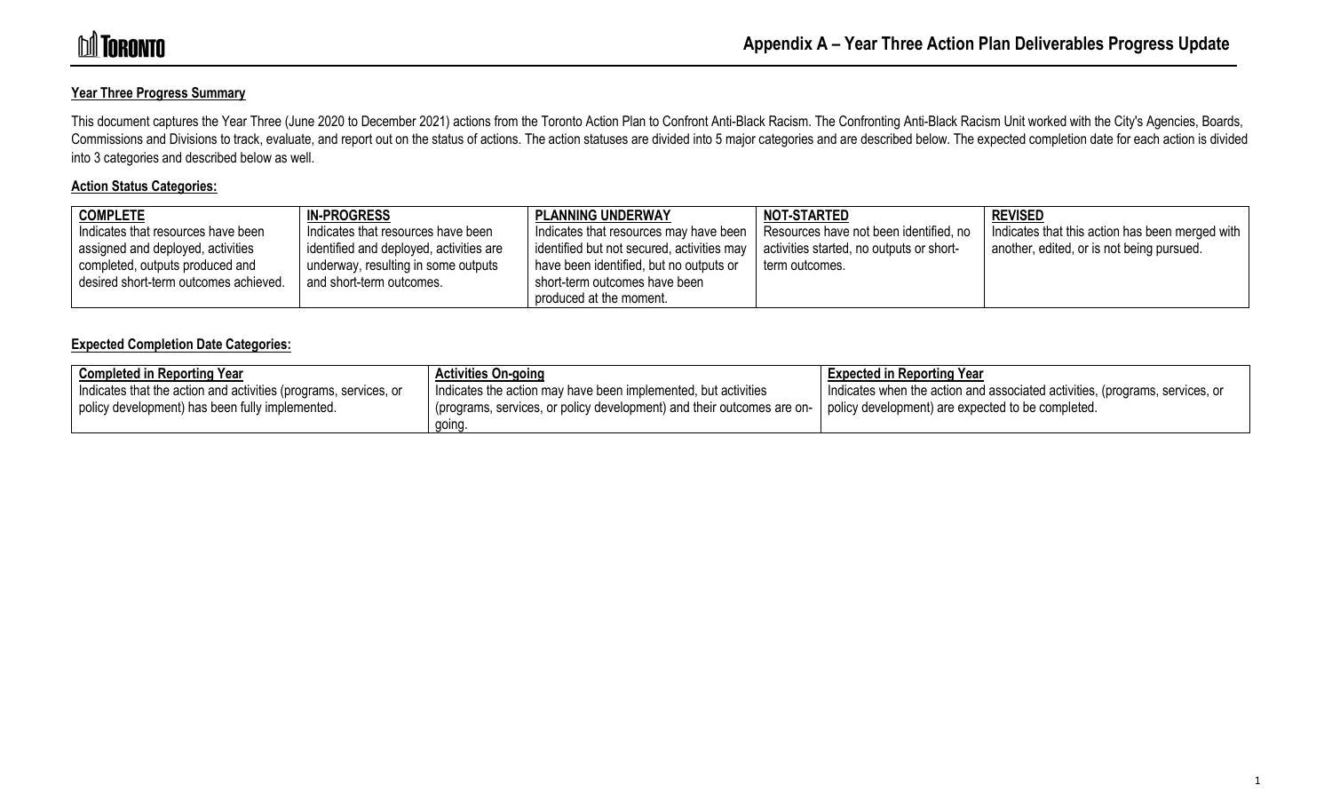# Appendix A – Year Three Action Plan Deliverables Progress Update

**Year Three Progress Summary**

This document captures the Year Three (June 2020 to December 2021) actions from the Toronto Action Plan to Confront Anti-Black Racism. The Confronting Anti-Black Racism Unit worked with the City's Agencies, Boards, Commissions and Divisions to track, evaluate, and report out on the status of actions. The action statuses are divided into 5 major categories and are described below. The expected completion date for each action is divided into 3 categories and described below as well.

**Action Status Categories:**

| COMPLETE | IN-PROGRESS | PLANNING UNDERWAY | NOT-STARTED | REVISED |
|---|---|---|---|---|
| Indicates that resources have been assigned and deployed, activities completed, outputs produced and desired short-term outcomes achieved. | Indicates that resources have been identified and deployed, activities are underway, resulting in some outputs and short-term outcomes. | Indicates that resources may have been identified but not secured, activities may have been identified, but no outputs or short-term outcomes have been produced at the moment. | Resources have not been identified, no activities started, no outputs or short-term outcomes. | Indicates that this action has been merged with another, edited, or is not being pursued. |

**Expected Completion Date Categories:**

| Completed in Reporting Year | Activities On-going | Expected in Reporting Year |
|---|---|---|
| Indicates that the action and activities (programs, services, or policy development) has been fully implemented. | Indicates the action may have been implemented, but activities (programs, services, or policy development) and their outcomes are on-going. | Indicates when the action and associated activities, (programs, services, or policy development) are expected to be completed. |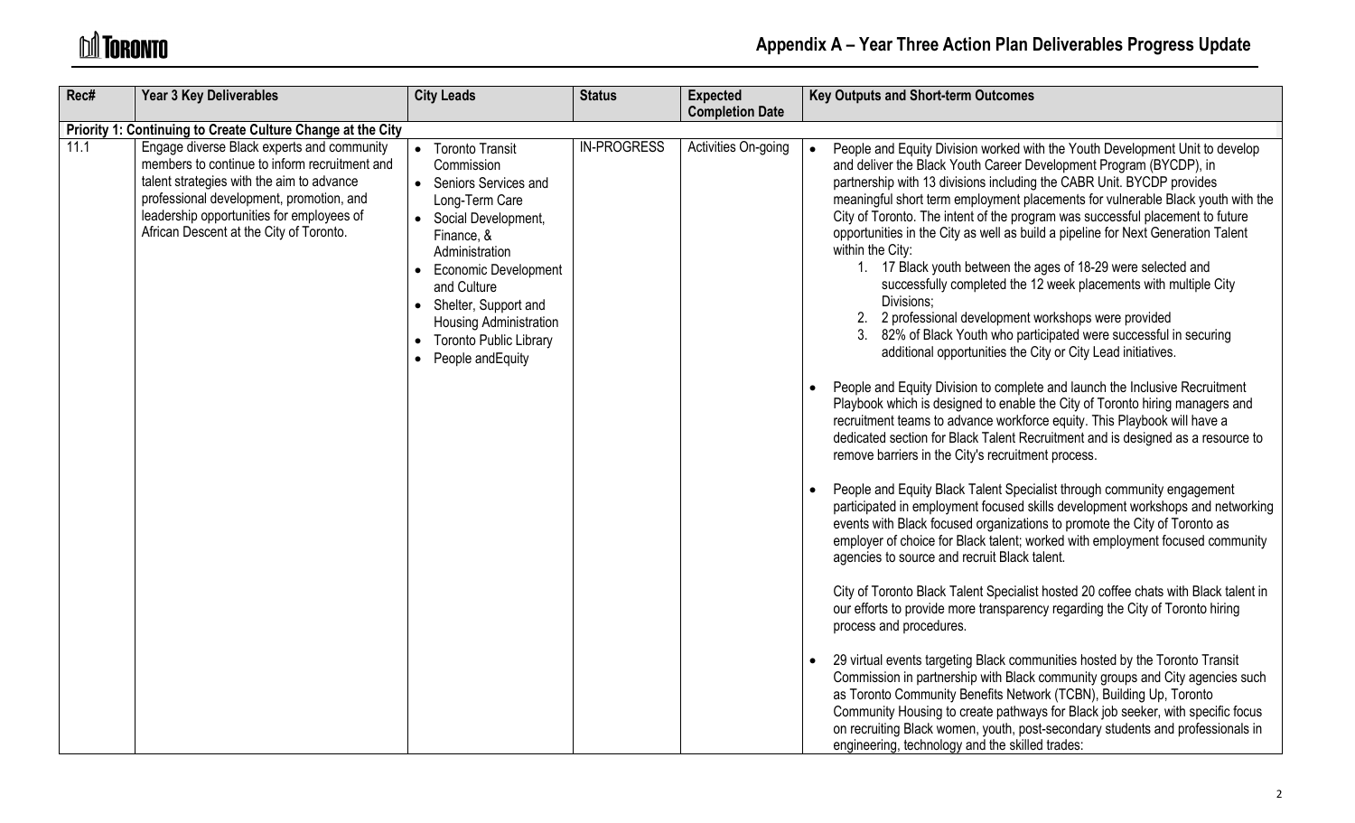## Appendix A – Year Three Action Plan Deliverables Progress Update

| Rec# | Year 3 Key Deliverables | City Leads | Status | Expected Completion Date | Key Outputs and Short-term Outcomes |
|---|---|---|---|---|---|
| **Priority 1: Continuing to Create Culture Change at the City** | | | | | |
| 11.1 | Engage diverse Black experts and community members to continue to inform recruitment and talent strategies with the aim to advance professional development, promotion, and leadership opportunities for employees of African Descent at the City of Toronto. | • Toronto Transit Commission<br>• Seniors Services and Long-Term Care<br>• Social Development, Finance, & Administration<br>• Economic Development and Culture<br>• Shelter, Support and Housing Administration<br>• Toronto Public Library<br>• People andEquity | IN-PROGRESS | Activities On-going | • People and Equity Division worked with the Youth Development Unit to develop and deliver the Black Youth Career Development Program (BYCDP), in partnership with 13 divisions including the CABR Unit. BYCDP provides meaningful short term employment placements for vulnerable Black youth with the City of Toronto. The intent of the program was successful placement to future opportunities in the City as well as build a pipeline for Next Generation Talent within the City:<br>1. 17 Black youth between the ages of 18-29 were selected and successfully completed the 12 week placements with multiple City Divisions;<br>2. 2 professional development workshops were provided<br>3. 82% of Black Youth who participated were successful in securing additional opportunities the City or City Lead initiatives.<br><br>• People and Equity Division to complete and launch the Inclusive Recruitment Playbook which is designed to enable the City of Toronto hiring managers and recruitment teams to advance workforce equity. This Playbook will have a dedicated section for Black Talent Recruitment and is designed as a resource to remove barriers in the City's recruitment process.<br><br>• People and Equity Black Talent Specialist through community engagement participated in employment focused skills development workshops and networking events with Black focused organizations to promote the City of Toronto as employer of choice for Black talent; worked with employment focused community agencies to source and recruit Black talent.<br><br>City of Toronto Black Talent Specialist hosted 20 coffee chats with Black talent in our efforts to provide more transparency regarding the City of Toronto hiring process and procedures.<br><br>• 29 virtual events targeting Black communities hosted by the Toronto Transit Commission in partnership with Black community groups and City agencies such as Toronto Community Benefits Network (TCBN), Building Up, Toronto Community Housing to create pathways for Black job seeker, with specific focus on recruiting Black women, youth, post-secondary students and professionals in engineering, technology and the skilled trades: |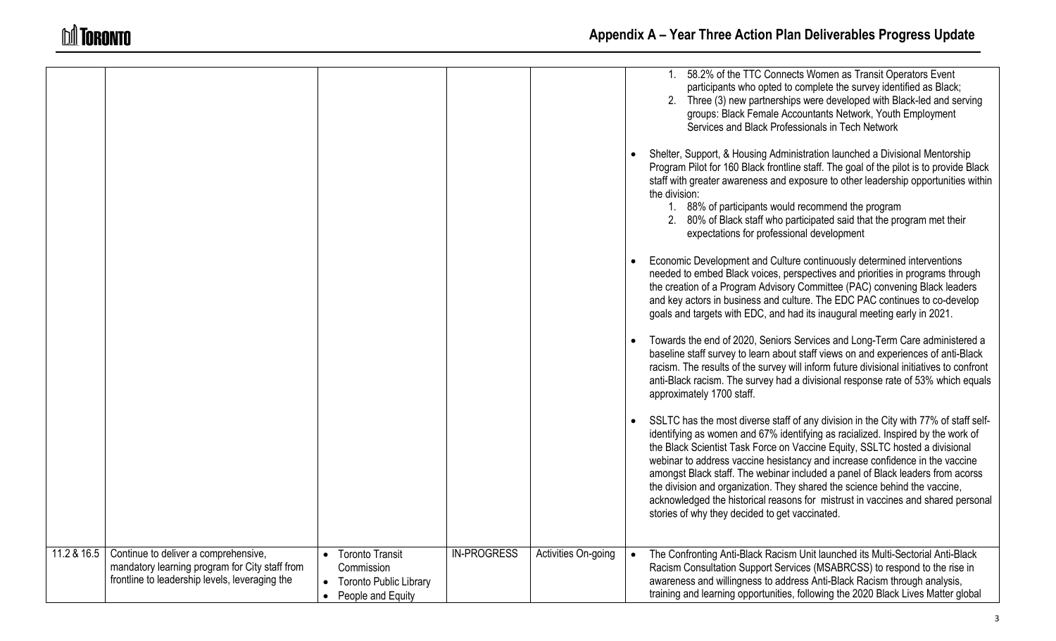## Appendix A – Year Three Action Plan Deliverables Progress Update

| | | | | | |
|---|---|---|---|---|---|
| | | | | | 1. 58.2% of the TTC Connects Women as Transit Operators Event participants who opted to complete the survey identified as Black;<br>2. Three (3) new partnerships were developed with Black-led and serving groups: Black Female Accountants Network, Youth Employment Services and Black Professionals in Tech Network<br><br>• Shelter, Support, & Housing Administration launched a Divisional Mentorship Program Pilot for 160 Black frontline staff. The goal of the pilot is to provide Black staff with greater awareness and exposure to other leadership opportunities within the division:<br>1. 88% of participants would recommend the program<br>2. 80% of Black staff who participated said that the program met their expectations for professional development<br><br>• Economic Development and Culture continuously determined interventions needed to embed Black voices, perspectives and priorities in programs through the creation of a Program Advisory Committee (PAC) convening Black leaders and key actors in business and culture. The EDC PAC continues to co-develop goals and targets with EDC, and had its inaugural meeting early in 2021.<br><br>• Towards the end of 2020, Seniors Services and Long-Term Care administered a baseline staff survey to learn about staff views on and experiences of anti-Black racism. The results of the survey will inform future divisional initiatives to confront anti-Black racism. The survey had a divisional response rate of 53% which equals approximately 1700 staff.<br><br>• SSLTC has the most diverse staff of any division in the City with 77% of staff self-identifying as women and 67% identifying as racialized. Inspired by the work of the Black Scientist Task Force on Vaccine Equity, SSLTC hosted a divisional webinar to address vaccine hesistancy and increase confidence in the vaccine amongst Black staff. The webinar included a panel of Black leaders from acorss the division and organization. They shared the science behind the vaccine, acknowledged the historical reasons for mistrust in vaccines and shared personal stories of why they decided to get vaccinated. |
| 11.2 & 16.5 | Continue to deliver a comprehensive, mandatory learning program for City staff from frontline to leadership levels, leveraging the | • Toronto Transit Commission<br>• Toronto Public Library<br>• People and Equity | IN-PROGRESS | Activities On-going | • The Confronting Anti-Black Racism Unit launched its Multi-Sectorial Anti-Black Racism Consultation Support Services (MSABRCSS) to respond to the rise in awareness and willingness to address Anti-Black Racism through analysis, training and learning opportunities, following the 2020 Black Lives Matter global |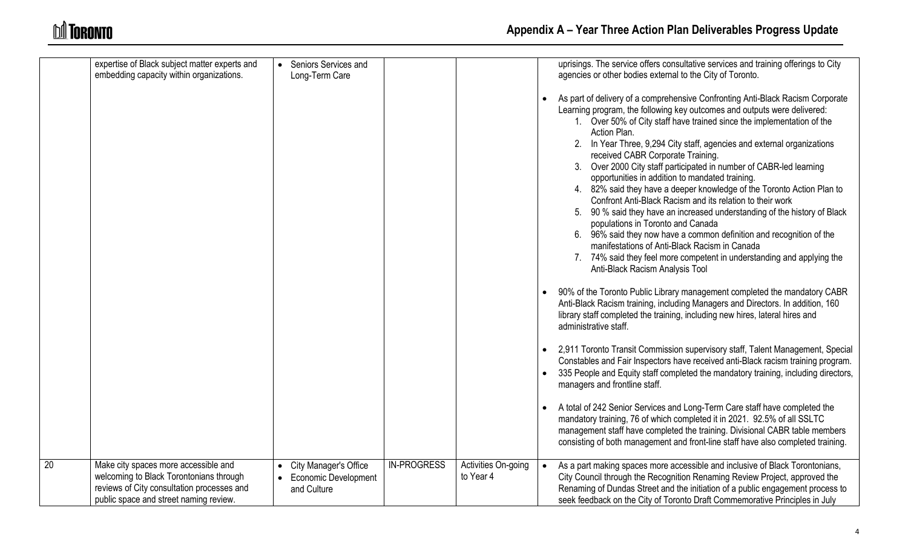## Appendix A – Year Three Action Plan Deliverables Progress Update

| | | | | | |
|---|---|---|---|---|---|
| | expertise of Black subject matter experts and embedding capacity within organizations. | • Seniors Services and Long-Term Care | | | uprisings. The service offers consultative services and training offerings to City agencies or other bodies external to the City of Toronto.<br><br>• As part of delivery of a comprehensive Confronting Anti-Black Racism Corporate Learning program, the following key outcomes and outputs were delivered:<br>1. Over 50% of City staff have trained since the implementation of the Action Plan.<br>2. In Year Three, 9,294 City staff, agencies and external organizations received CABR Corporate Training.<br>3. Over 2000 City staff participated in number of CABR-led learning opportunities in addition to mandated training.<br>4. 82% said they have a deeper knowledge of the Toronto Action Plan to Confront Anti-Black Racism and its relation to their work<br>5. 90 % said they have an increased understanding of the history of Black populations in Toronto and Canada<br>6. 96% said they now have a common definition and recognition of the manifestations of Anti-Black Racism in Canada<br>7. 74% said they feel more competent in understanding and applying the Anti-Black Racism Analysis Tool<br><br>• 90% of the Toronto Public Library management completed the mandatory CABR Anti-Black Racism training, including Managers and Directors. In addition, 160 library staff completed the training, including new hires, lateral hires and administrative staff.<br><br>• 2,911 Toronto Transit Commission supervisory staff, Talent Management, Special Constables and Fair Inspectors have received anti-Black racism training program.<br>• 335 People and Equity staff completed the mandatory training, including directors, managers and frontline staff.<br><br>• A total of 242 Senior Services and Long-Term Care staff have completed the mandatory training, 76 of which completed it in 2021. 92.5% of all SSLTC management staff have completed the training. Divisional CABR table members consisting of both management and front-line staff have also completed training. |
| 20 | Make city spaces more accessible and welcoming to Black Torontonians through reviews of City consultation processes and public space and street naming review. | • City Manager's Office<br>• Economic Development and Culture | IN-PROGRESS | Activities On-going to Year 4 | • As a part making spaces more accessible and inclusive of Black Torontonians, City Council through the Recognition Renaming Review Project, approved the Renaming of Dundas Street and the initiation of a public engagement process to seek feedback on the City of Toronto Draft Commemorative Principles in July |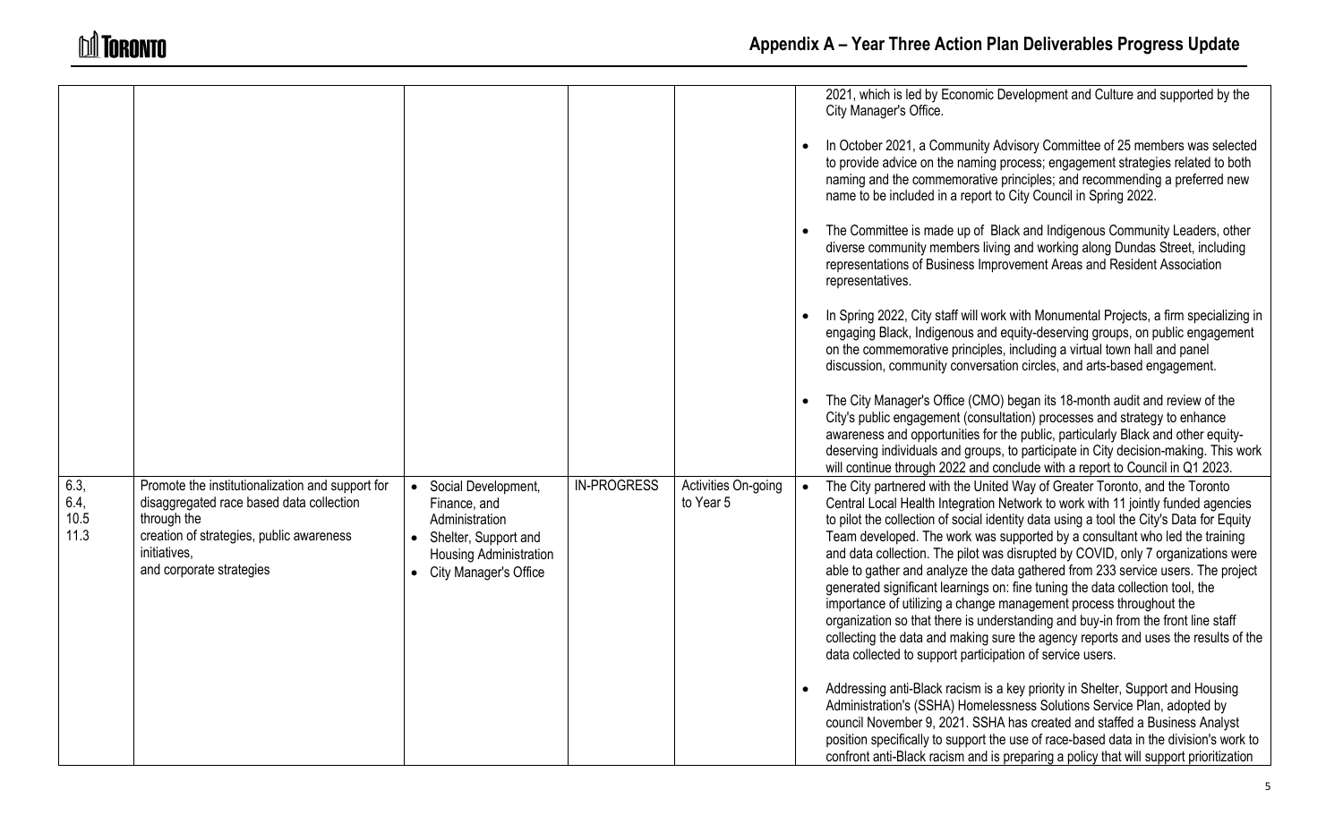| | | | | | |
|---|---|---|---|---|---|
| | | | | | 2021, which is led by Economic Development and Culture and supported by the City Manager's Office.<br><br>• In October 2021, a Community Advisory Committee of 25 members was selected to provide advice on the naming process; engagement strategies related to both naming and the commemorative principles; and recommending a preferred new name to be included in a report to City Council in Spring 2022.<br><br>• The Committee is made up of Black and Indigenous Community Leaders, other diverse community members living and working along Dundas Street, including representations of Business Improvement Areas and Resident Association representatives.<br><br>• In Spring 2022, City staff will work with Monumental Projects, a firm specializing in engaging Black, Indigenous and equity-deserving groups, on public engagement on the commemorative principles, including a virtual town hall and panel discussion, community conversation circles, and arts-based engagement.<br><br>• The City Manager's Office (CMO) began its 18-month audit and review of the City's public engagement (consultation) processes and strategy to enhance awareness and opportunities for the public, particularly Black and other equity-deserving individuals and groups, to participate in City decision-making. This work will continue through 2022 and conclude with a report to Council in Q1 2023. |
| 6.3, 6.4, 10.5 11.3 | Promote the institutionalization and support for disaggregated race based data collection through the creation of strategies, public awareness initiatives, and corporate strategies | • Social Development, Finance, and Administration<br>• Shelter, Support and Housing Administration<br>• City Manager's Office | IN-PROGRESS | Activities On-going to Year 5 | • The City partnered with the United Way of Greater Toronto, and the Toronto Central Local Health Integration Network to work with 11 jointly funded agencies to pilot the collection of social identity data using a tool the City's Data for Equity Team developed. The work was supported by a consultant who led the training and data collection. The pilot was disrupted by COVID, only 7 organizations were able to gather and analyze the data gathered from 233 service users. The project generated significant learnings on: fine tuning the data collection tool, the importance of utilizing a change management process throughout the organization so that there is understanding and buy-in from the front line staff collecting the data and making sure the agency reports and uses the results of the data collected to support participation of service users.<br><br>• Addressing anti-Black racism is a key priority in Shelter, Support and Housing Administration's (SSHA) Homelessness Solutions Service Plan, adopted by council November 9, 2021. SSHA has created and staffed a Business Analyst position specifically to support the use of race-based data in the division's work to confront anti-Black racism and is preparing a policy that will support prioritization |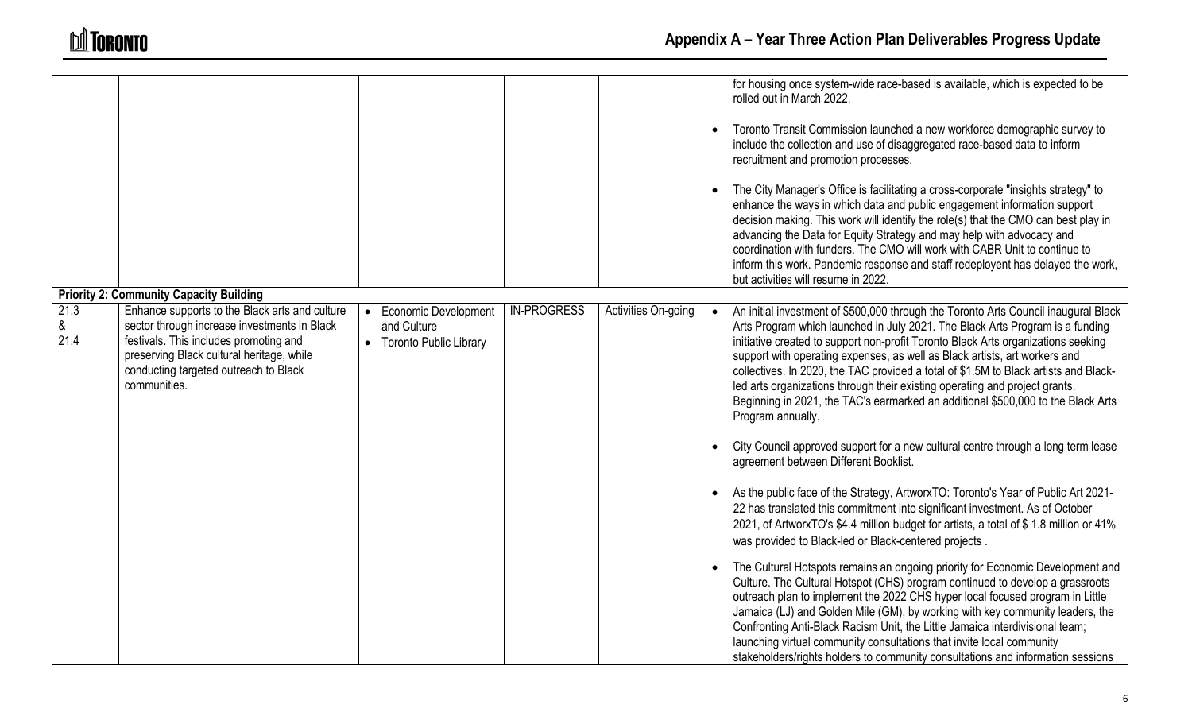| | | | | | |
|---|---|---|---|---|---|
| | | | | | for housing once system-wide race-based is available, which is expected to be rolled out in March 2022.<br><br>• Toronto Transit Commission launched a new workforce demographic survey to include the collection and use of disaggregated race-based data to inform recruitment and promotion processes.<br><br>• The City Manager's Office is facilitating a cross-corporate "insights strategy" to enhance the ways in which data and public engagement information support decision making. This work will identify the role(s) that the CMO can best play in advancing the Data for Equity Strategy and may help with advocacy and coordination with funders. The CMO will work with CABR Unit to continue to inform this work. Pandemic response and staff redeployent has delayed the work, but activities will resume in 2022. |
| **Priority 2: Community Capacity Building** | | | | | |
| 21.3 & 21.4 | Enhance supports to the Black arts and culture sector through increase investments in Black festivals. This includes promoting and preserving Black cultural heritage, while conducting targeted outreach to Black communities. | • Economic Development and Culture<br>• Toronto Public Library | IN-PROGRESS | Activities On-going | • An initial investment of $500,000 through the Toronto Arts Council inaugural Black Arts Program which launched in July 2021. The Black Arts Program is a funding initiative created to support non-profit Toronto Black Arts organizations seeking support with operating expenses, as well as Black artists, art workers and collectives. In 2020, the TAC provided a total of $1.5M to Black artists and Black-led arts organizations through their existing operating and project grants. Beginning in 2021, the TAC's earmarked an additional $500,000 to the Black Arts Program annually.<br><br>• City Council approved support for a new cultural centre through a long term lease agreement between Different Booklist.<br><br>• As the public face of the Strategy, ArtworxTO: Toronto's Year of Public Art 2021-22 has translated this commitment into significant investment. As of October 2021, of ArtworxTO's $4.4 million budget for artists, a total of $ 1.8 million or 41% was provided to Black-led or Black-centered projects .<br><br>• The Cultural Hotspots remains an ongoing priority for Economic Development and Culture. The Cultural Hotspot (CHS) program continued to develop a grassroots outreach plan to implement the 2022 CHS hyper local focused program in Little Jamaica (LJ) and Golden Mile (GM), by working with key community leaders, the Confronting Anti-Black Racism Unit, the Little Jamaica interdivisional team; launching virtual community consultations that invite local community stakeholders/rights holders to community consultations and information sessions |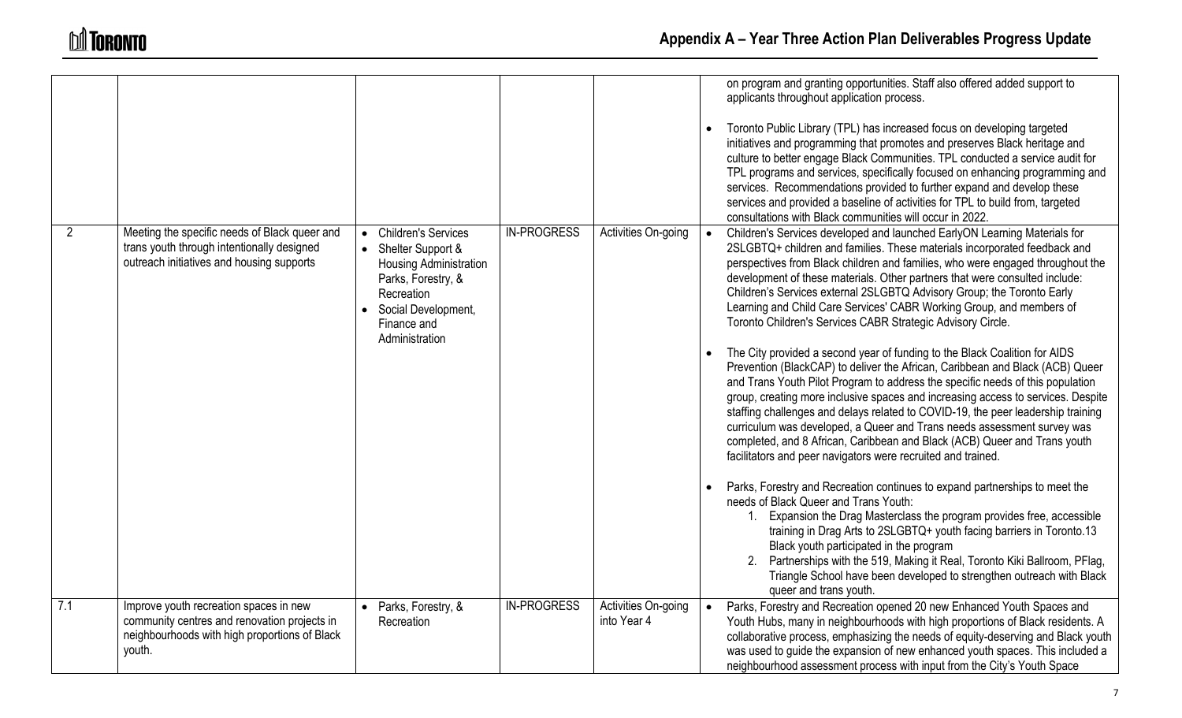| | | | | | |
|---|---|---|---|---|---|
| | | | | | on program and granting opportunities. Staff also offered added support to applicants throughout application process.<br><br>• Toronto Public Library (TPL) has increased focus on developing targeted initiatives and programming that promotes and preserves Black heritage and culture to better engage Black Communities. TPL conducted a service audit for TPL programs and services, specifically focused on enhancing programming and services. Recommendations provided to further expand and develop these services and provided a baseline of activities for TPL to build from, targeted consultations with Black communities will occur in 2022. |
| 2 | Meeting the specific needs of Black queer and trans youth through intentionally designed outreach initiatives and housing supports | • Children's Services<br>• Shelter Support & Housing Administration Parks, Forestry, & Recreation<br>• Social Development, Finance and Administration | IN-PROGRESS | Activities On-going | • Children's Services developed and launched EarlyON Learning Materials for 2SLGBTQ+ children and families. These materials incorporated feedback and perspectives from Black children and families, who were engaged throughout the development of these materials. Other partners that were consulted include: Children's Services external 2SLGBTQ Advisory Group; the Toronto Early Learning and Child Care Services' CABR Working Group, and members of Toronto Children's Services CABR Strategic Advisory Circle.<br><br>• The City provided a second year of funding to the Black Coalition for AIDS Prevention (BlackCAP) to deliver the African, Caribbean and Black (ACB) Queer and Trans Youth Pilot Program to address the specific needs of this population group, creating more inclusive spaces and increasing access to services. Despite staffing challenges and delays related to COVID-19, the peer leadership training curriculum was developed, a Queer and Trans needs assessment survey was completed, and 8 African, Caribbean and Black (ACB) Queer and Trans youth facilitators and peer navigators were recruited and trained.<br><br>• Parks, Forestry and Recreation continues to expand partnerships to meet the needs of Black Queer and Trans Youth:<br>1. Expansion the Drag Masterclass the program provides free, accessible training in Drag Arts to 2SLGBTQ+ youth facing barriers in Toronto.13 Black youth participated in the program<br>2. Partnerships with the 519, Making it Real, Toronto Kiki Ballroom, PFlag, Triangle School have been developed to strengthen outreach with Black queer and trans youth. |
| 7.1 | Improve youth recreation spaces in new community centres and renovation projects in neighbourhoods with high proportions of Black youth. | • Parks, Forestry, & Recreation | IN-PROGRESS | Activities On-going into Year 4 | • Parks, Forestry and Recreation opened 20 new Enhanced Youth Spaces and Youth Hubs, many in neighbourhoods with high proportions of Black residents. A collaborative process, emphasizing the needs of equity-deserving and Black youth was used to guide the expansion of new enhanced youth spaces. This included a neighbourhood assessment process with input from the City's Youth Space |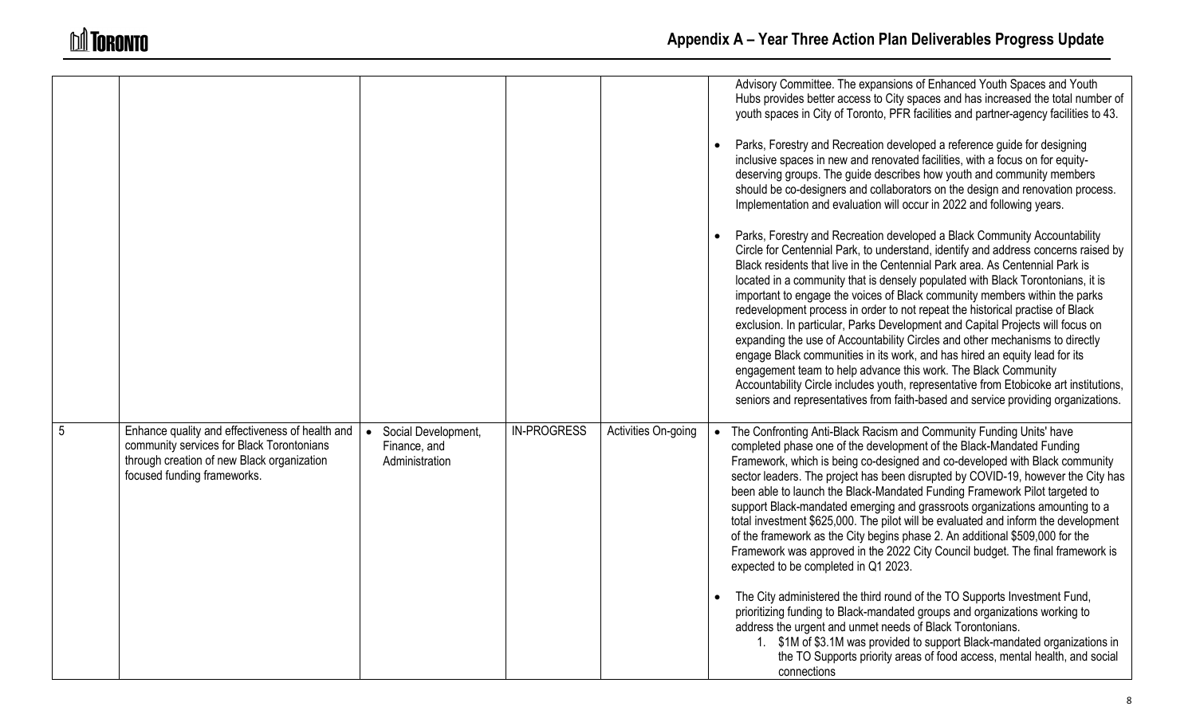| | | | | | |
|---|---|---|---|---|---|
| | | | | | Advisory Committee. The expansions of Enhanced Youth Spaces and Youth Hubs provides better access to City spaces and has increased the total number of youth spaces in City of Toronto, PFR facilities and partner-agency facilities to 43.<br><br>• Parks, Forestry and Recreation developed a reference guide for designing inclusive spaces in new and renovated facilities, with a focus on for equity-deserving groups. The guide describes how youth and community members should be co-designers and collaborators on the design and renovation process. Implementation and evaluation will occur in 2022 and following years.<br><br>• Parks, Forestry and Recreation developed a Black Community Accountability Circle for Centennial Park, to understand, identify and address concerns raised by Black residents that live in the Centennial Park area. As Centennial Park is located in a community that is densely populated with Black Torontonians, it is important to engage the voices of Black community members within the parks redevelopment process in order to not repeat the historical practise of Black exclusion. In particular, Parks Development and Capital Projects will focus on expanding the use of Accountability Circles and other mechanisms to directly engage Black communities in its work, and has hired an equity lead for its engagement team to help advance this work. The Black Community Accountability Circle includes youth, representative from Etobicoke art institutions, seniors and representatives from faith-based and service providing organizations. |
| 5 | Enhance quality and effectiveness of health and community services for Black Torontonians through creation of new Black organization focused funding frameworks. | • Social Development, Finance, and Administration | IN-PROGRESS | Activities On-going | • The Confronting Anti-Black Racism and Community Funding Units' have completed phase one of the development of the Black-Mandated Funding Framework, which is being co-designed and co-developed with Black community sector leaders. The project has been disrupted by COVID-19, however the City has been able to launch the Black-Mandated Funding Framework Pilot targeted to support Black-mandated emerging and grassroots organizations amounting to a total investment \$625,000. The pilot will be evaluated and inform the development of the framework as the City begins phase 2. An additional \$509,000 for the Framework was approved in the 2022 City Council budget. The final framework is expected to be completed in Q1 2023.<br><br>• The City administered the third round of the TO Supports Investment Fund, prioritizing funding to Black-mandated groups and organizations working to address the urgent and unmet needs of Black Torontonians.<br>1. \$1M of \$3.1M was provided to support Black-mandated organizations in the TO Supports priority areas of food access, mental health, and social connections |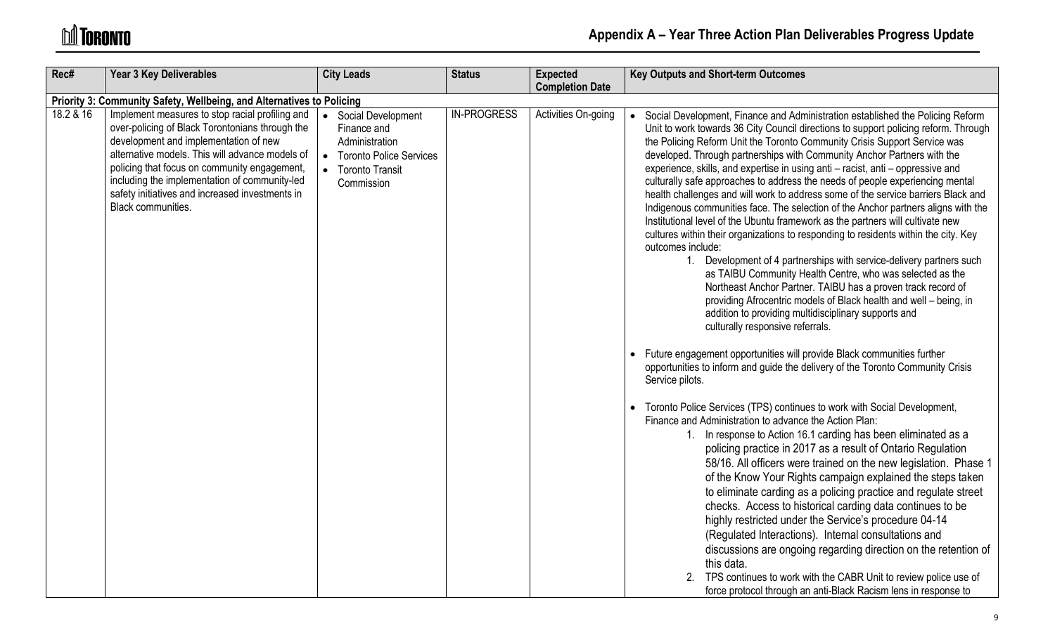## Appendix A – Year Three Action Plan Deliverables Progress Update

| Rec# | Year 3 Key Deliverables | City Leads | Status | Expected Completion Date | Key Outputs and Short-term Outcomes |
|---|---|---|---|---|---|
| **Priority 3: Community Safety, Wellbeing, and Alternatives to Policing** | | | | | |
| 18.2 & 16 | Implement measures to stop racial profiling and over-policing of Black Torontonians through the development and implementation of new alternative models. This will advance models of policing that focus on community engagement, including the implementation of community-led safety initiatives and increased investments in Black communities. | • Social Development Finance and Administration<br>• Toronto Police Services<br>• Toronto Transit Commission | IN-PROGRESS | Activities On-going | • Social Development, Finance and Administration established the Policing Reform Unit to work towards 36 City Council directions to support policing reform. Through the Policing Reform Unit the Toronto Community Crisis Support Service was developed. Through partnerships with Community Anchor Partners with the experience, skills, and expertise in using anti – racist, anti – oppressive and culturally safe approaches to address the needs of people experiencing mental health challenges and will work to address some of the service barriers Black and Indigenous communities face. The selection of the Anchor partners aligns with the Institutional level of the Ubuntu framework as the partners will cultivate new cultures within their organizations to responding to residents within the city. Key outcomes include:<br>1. Development of 4 partnerships with service-delivery partners such as TAIBU Community Health Centre, who was selected as the Northeast Anchor Partner. TAIBU has a proven track record of providing Afrocentric models of Black health and well – being, in addition to providing multidisciplinary supports and culturally responsive referrals.<br><br>• Future engagement opportunities will provide Black communities further opportunities to inform and guide the delivery of the Toronto Community Crisis Service pilots.<br><br>• Toronto Police Services (TPS) continues to work with Social Development, Finance and Administration to advance the Action Plan:<br>1. In response to Action 16.1 carding has been eliminated as a policing practice in 2017 as a result of Ontario Regulation 58/16. All officers were trained on the new legislation. Phase 1 of the Know Your Rights campaign explained the steps taken to eliminate carding as a policing practice and regulate street checks. Access to historical carding data continues to be highly restricted under the Service's procedure 04-14 (Regulated Interactions). Internal consultations and discussions are ongoing regarding direction on the retention of this data.<br>2. TPS continues to work with the CABR Unit to review police use of force protocol through an anti-Black Racism lens in response to |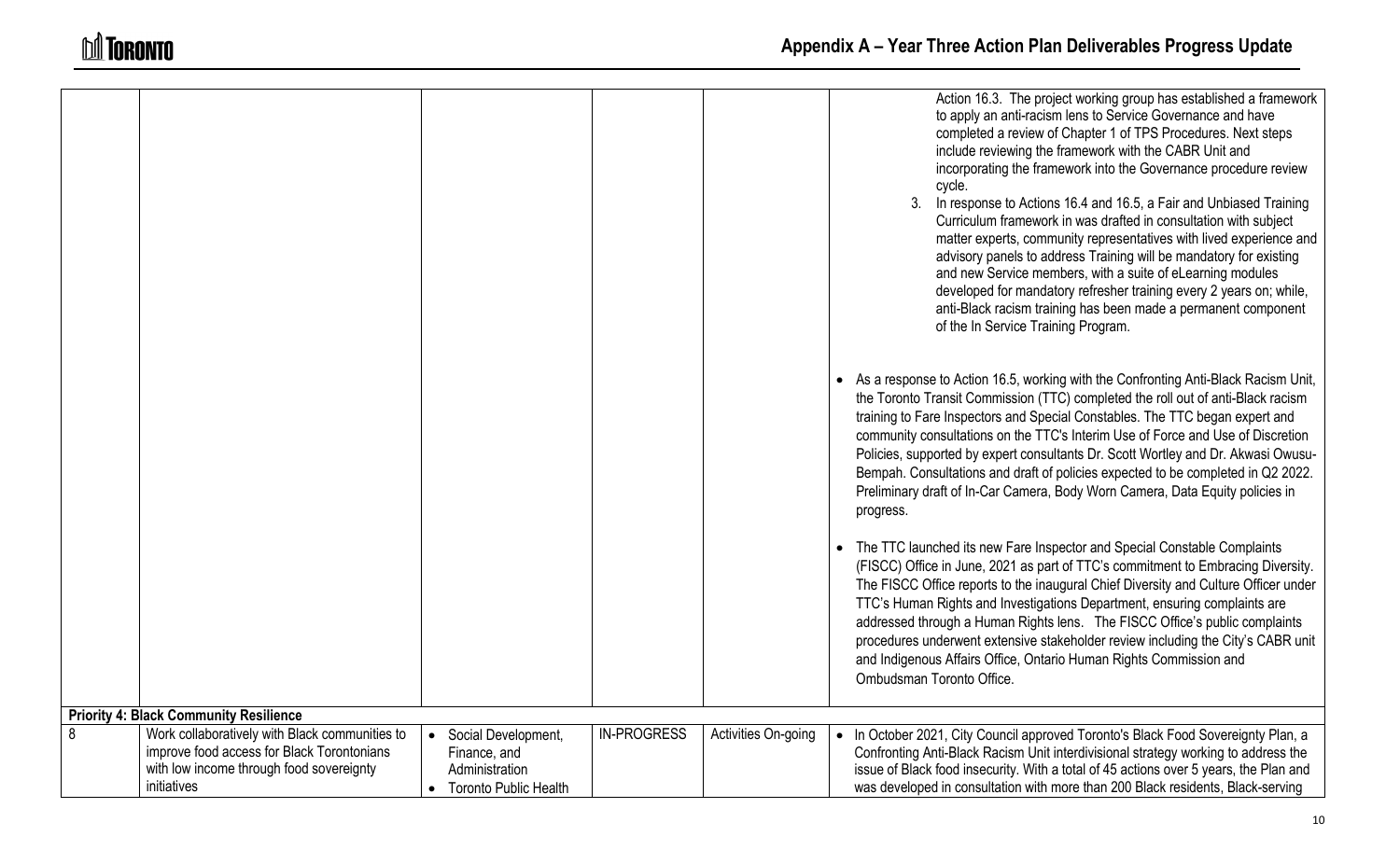| | | | | | |
|---|---|---|---|---|---|
| | | | | | Action 16.3. The project working group has established a framework to apply an anti-racism lens to Service Governance and have completed a review of Chapter 1 of TPS Procedures. Next steps include reviewing the framework with the CABR Unit and incorporating the framework into the Governance procedure review cycle.<br>3. In response to Actions 16.4 and 16.5, a Fair and Unbiased Training Curriculum framework in was drafted in consultation with subject matter experts, community representatives with lived experience and advisory panels to address Training will be mandatory for existing and new Service members, with a suite of eLearning modules developed for mandatory refresher training every 2 years on; while, anti-Black racism training has been made a permanent component of the In Service Training Program.<br><br>• As a response to Action 16.5, working with the Confronting Anti-Black Racism Unit, the Toronto Transit Commission (TTC) completed the roll out of anti-Black racism training to Fare Inspectors and Special Constables. The TTC began expert and community consultations on the TTC's Interim Use of Force and Use of Discretion Policies, supported by expert consultants Dr. Scott Wortley and Dr. Akwasi Owusu-Bempah. Consultations and draft of policies expected to be completed in Q2 2022. Preliminary draft of In-Car Camera, Body Worn Camera, Data Equity policies in progress.<br><br>• The TTC launched its new Fare Inspector and Special Constable Complaints (FISCC) Office in June, 2021 as part of TTC's commitment to Embracing Diversity. The FISCC Office reports to the inaugural Chief Diversity and Culture Officer under TTC's Human Rights and Investigations Department, ensuring complaints are addressed through a Human Rights lens. The FISCC Office's public complaints procedures underwent extensive stakeholder review including the City's CABR unit and Indigenous Affairs Office, Ontario Human Rights Commission and Ombudsman Toronto Office. |
| **Priority 4: Black Community Resilience** | | | | | |
| 8 | Work collaboratively with Black communities to improve food access for Black Torontonians with low income through food sovereignty initiatives | • Social Development, Finance, and Administration<br>• Toronto Public Health | IN-PROGRESS | Activities On-going | • In October 2021, City Council approved Toronto's Black Food Sovereignty Plan, a Confronting Anti-Black Racism Unit interdivisional strategy working to address the issue of Black food insecurity. With a total of 45 actions over 5 years, the Plan and was developed in consultation with more than 200 Black residents, Black-serving |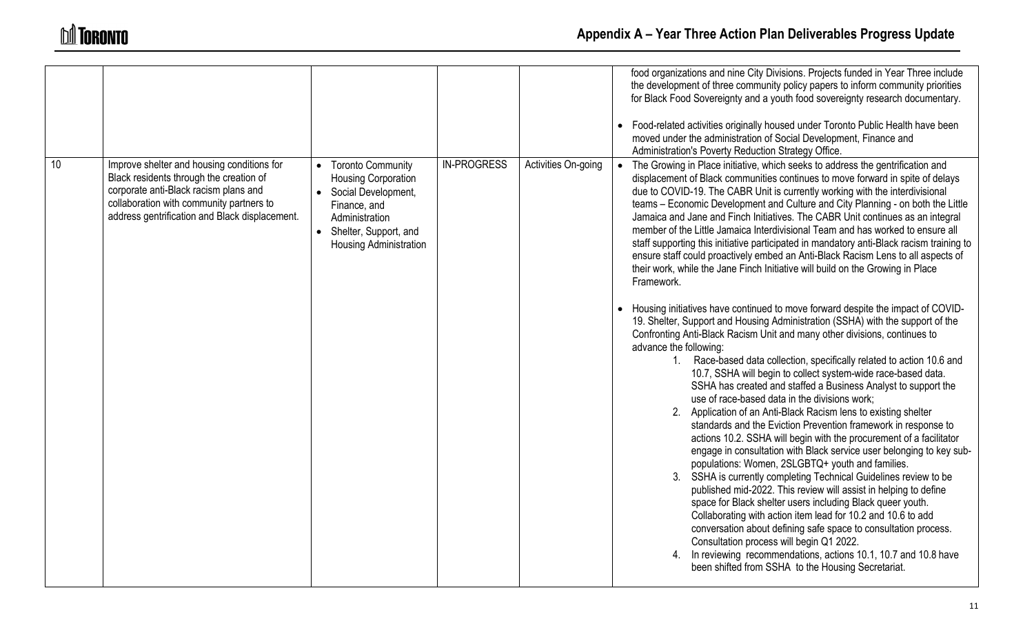| | | | | | |
|---|---|---|---|---|---|
| | | | | | food organizations and nine City Divisions. Projects funded in Year Three include the development of three community policy papers to inform community priorities for Black Food Sovereignty and a youth food sovereignty research documentary.<br><br>• Food-related activities originally housed under Toronto Public Health have been moved under the administration of Social Development, Finance and Administration's Poverty Reduction Strategy Office. |
| 10 | Improve shelter and housing conditions for Black residents through the creation of corporate anti-Black racism plans and collaboration with community partners to address gentrification and Black displacement. | • Toronto Community Housing Corporation<br>• Social Development, Finance, and Administration<br>• Shelter, Support, and Housing Administration | IN-PROGRESS | Activities On-going | • The Growing in Place initiative, which seeks to address the gentrification and displacement of Black communities continues to move forward in spite of delays due to COVID-19. The CABR Unit is currently working with the interdivisional teams – Economic Development and Culture and City Planning - on both the Little Jamaica and Jane and Finch Initiatives. The CABR Unit continues as an integral member of the Little Jamaica Interdivisional Team and has worked to ensure all staff supporting this initiative participated in mandatory anti-Black racism training to ensure staff could proactively embed an Anti-Black Racism Lens to all aspects of their work, while the Jane Finch Initiative will build on the Growing in Place Framework.<br><br>• Housing initiatives have continued to move forward despite the impact of COVID-19. Shelter, Support and Housing Administration (SSHA) with the support of the Confronting Anti-Black Racism Unit and many other divisions, continues to advance the following:<br>1. Race-based data collection, specifically related to action 10.6 and 10.7, SSHA will begin to collect system-wide race-based data. SSHA has created and staffed a Business Analyst to support the use of race-based data in the divisions work;<br>2. Application of an Anti-Black Racism lens to existing shelter standards and the Eviction Prevention framework in response to actions 10.2. SSHA will begin with the procurement of a facilitator engage in consultation with Black service user belonging to key sub-populations: Women, 2SLGBTQ+ youth and families.<br>3. SSHA is currently completing Technical Guidelines review to be published mid-2022. This review will assist in helping to define space for Black shelter users including Black queer youth. Collaborating with action item lead for 10.2 and 10.6 to add conversation about defining safe space to consultation process. Consultation process will begin Q1 2022.<br>4. In reviewing recommendations, actions 10.1, 10.7 and 10.8 have been shifted from SSHA to the Housing Secretariat. |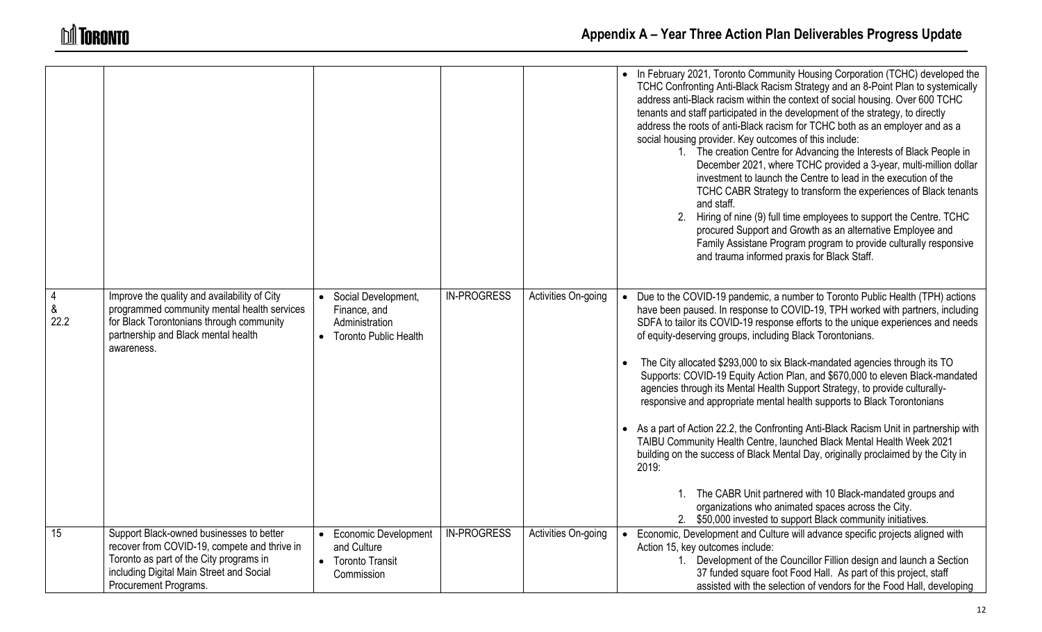## Appendix A – Year Three Action Plan Deliverables Progress Update

| | | | | | |
|---|---|---|---|---|---|
| | | | | | • In February 2021, Toronto Community Housing Corporation (TCHC) developed the TCHC Confronting Anti-Black Racism Strategy and an 8-Point Plan to systemically address anti-Black racism within the context of social housing. Over 600 TCHC tenants and staff participated in the development of the strategy, to directly address the roots of anti-Black racism for TCHC both as an employer and as a social housing provider. Key outcomes of this include:<br>1. The creation Centre for Advancing the Interests of Black People in December 2021, where TCHC provided a 3-year, multi-million dollar investment to launch the Centre to lead in the execution of the TCHC CABR Strategy to transform the experiences of Black tenants and staff.<br>2. Hiring of nine (9) full time employees to support the Centre. TCHC procured Support and Growth as an alternative Employee and Family Assistane Program program to provide culturally responsive and trauma informed praxis for Black Staff. |
| 4 & 22.2 | Improve the quality and availability of City programmed community mental health services for Black Torontonians through community partnership and Black mental health awareness. | • Social Development, Finance, and Administration<br>• Toronto Public Health | IN-PROGRESS | Activities On-going | • Due to the COVID-19 pandemic, a number to Toronto Public Health (TPH) actions have been paused. In response to COVID-19, TPH worked with partners, including SDFA to tailor its COVID-19 response efforts to the unique experiences and needs of equity-deserving groups, including Black Torontonians.<br>• The City allocated $293,000 to six Black-mandated agencies through its TO Supports: COVID-19 Equity Action Plan, and $670,000 to eleven Black-mandated agencies through its Mental Health Support Strategy, to provide culturally-responsive and appropriate mental health supports to Black Torontonians<br>• As a part of Action 22.2, the Confronting Anti-Black Racism Unit in partnership with TAIBU Community Health Centre, launched Black Mental Health Week 2021 building on the success of Black Mental Day, originally proclaimed by the City in 2019:<br>1. The CABR Unit partnered with 10 Black-mandated groups and organizations who animated spaces across the City.<br>2. $50,000 invested to support Black community initiatives. |
| 15 | Support Black-owned businesses to better recover from COVID-19, compete and thrive in Toronto as part of the City programs in including Digital Main Street and Social Procurement Programs. | • Economic Development and Culture<br>• Toronto Transit Commission | IN-PROGRESS | Activities On-going | • Economic, Development and Culture will advance specific projects aligned with Action 15, key outcomes include:<br>1. Development of the Councillor Fillion design and launch a Section 37 funded square foot Food Hall. As part of this project, staff assisted with the selection of vendors for the Food Hall, developing |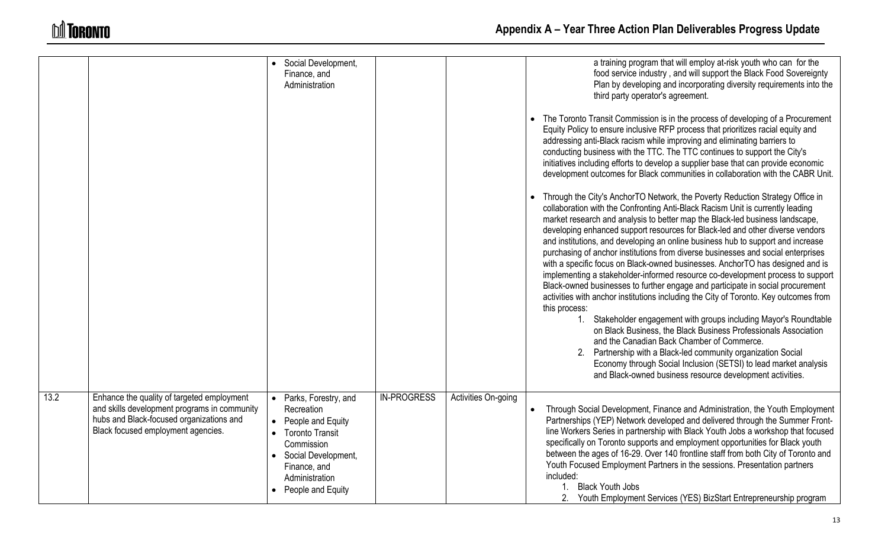# Appendix A – Year Three Action Plan Deliverables Progress Update

| | | | | | |
|---|---|---|---|---|---|
| | | • Social Development, Finance, and Administration | | | a training program that will employ at-risk youth who can for the food service industry , and will support the Black Food Sovereignty Plan by developing and incorporating diversity requirements into the third party operator's agreement.<br><br>• The Toronto Transit Commission is in the process of developing of a Procurement Equity Policy to ensure inclusive RFP process that prioritizes racial equity and addressing anti-Black racism while improving and eliminating barriers to conducting business with the TTC. The TTC continues to support the City's initiatives including efforts to develop a supplier base that can provide economic development outcomes for Black communities in collaboration with the CABR Unit.<br><br>• Through the City's AnchorTO Network, the Poverty Reduction Strategy Office in collaboration with the Confronting Anti-Black Racism Unit is currently leading market research and analysis to better map the Black-led business landscape, developing enhanced support resources for Black-led and other diverse vendors and institutions, and developing an online business hub to support and increase purchasing of anchor institutions from diverse businesses and social enterprises with a specific focus on Black-owned businesses. AnchorTO has designed and is implementing a stakeholder-informed resource co-development process to support Black-owned businesses to further engage and participate in social procurement activities with anchor institutions including the City of Toronto. Key outcomes from this process:<br>1. Stakeholder engagement with groups including Mayor's Roundtable on Black Business, the Black Business Professionals Association and the Canadian Back Chamber of Commerce.<br>2. Partnership with a Black-led community organization Social Economy through Social Inclusion (SETSI) to lead market analysis and Black-owned business resource development activities. |
| 13.2 | Enhance the quality of targeted employment and skills development programs in community hubs and Black-focused organizations and Black focused employment agencies. | • Parks, Forestry, and Recreation<br>• People and Equity<br>• Toronto Transit Commission<br>• Social Development, Finance, and Administration<br>• People and Equity | IN-PROGRESS | Activities On-going | • Through Social Development, Finance and Administration, the Youth Employment Partnerships (YEP) Network developed and delivered through the Summer Front-line Workers Series in partnership with Black Youth Jobs a workshop that focused specifically on Toronto supports and employment opportunities for Black youth between the ages of 16-29. Over 140 frontline staff from both City of Toronto and Youth Focused Employment Partners in the sessions. Presentation partners included:<br>1. Black Youth Jobs<br>2. Youth Employment Services (YES) BizStart Entrepreneurship program |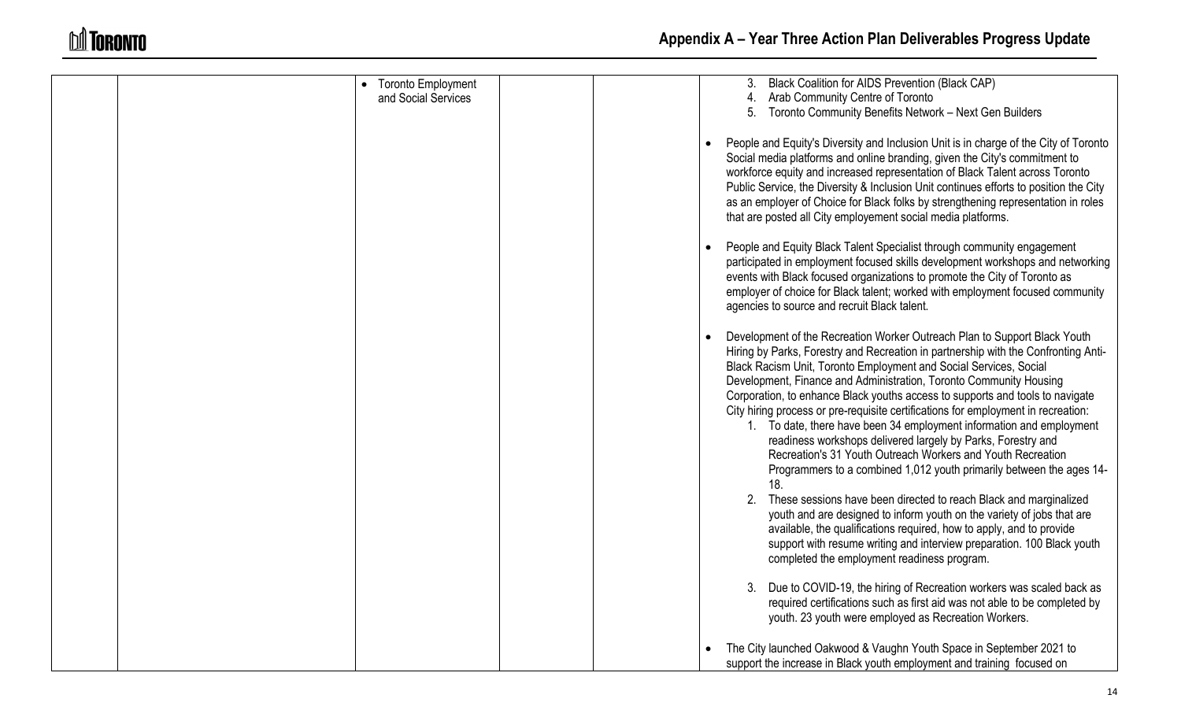| | | | | | |
|---|---|---|---|---|---|
| | | • Toronto Employment and Social Services | | | 3. Black Coalition for AIDS Prevention (Black CAP)<br>4. Arab Community Centre of Toronto<br>5. Toronto Community Benefits Network – Next Gen Builders<br><br>• People and Equity's Diversity and Inclusion Unit is in charge of the City of Toronto Social media platforms and online branding, given the City's commitment to workforce equity and increased representation of Black Talent across Toronto Public Service, the Diversity & Inclusion Unit continues efforts to position the City as an employer of Choice for Black folks by strengthening representation in roles that are posted all City employement social media platforms.<br><br>• People and Equity Black Talent Specialist through community engagement participated in employment focused skills development workshops and networking events with Black focused organizations to promote the City of Toronto as employer of choice for Black talent; worked with employment focused community agencies to source and recruit Black talent.<br><br>• Development of the Recreation Worker Outreach Plan to Support Black Youth Hiring by Parks, Forestry and Recreation in partnership with the Confronting Anti-Black Racism Unit, Toronto Employment and Social Services, Social Development, Finance and Administration, Toronto Community Housing Corporation, to enhance Black youths access to supports and tools to navigate City hiring process or pre-requisite certifications for employment in recreation:<br>1. To date, there have been 34 employment information and employment readiness workshops delivered largely by Parks, Forestry and Recreation's 31 Youth Outreach Workers and Youth Recreation Programmers to a combined 1,012 youth primarily between the ages 14-18.<br>2. These sessions have been directed to reach Black and marginalized youth and are designed to inform youth on the variety of jobs that are available, the qualifications required, how to apply, and to provide support with resume writing and interview preparation. 100 Black youth completed the employment readiness program.<br>3. Due to COVID-19, the hiring of Recreation workers was scaled back as required certifications such as first aid was not able to be completed by youth. 23 youth were employed as Recreation Workers.<br><br>• The City launched Oakwood & Vaughn Youth Space in September 2021 to support the increase in Black youth employment and training focused on |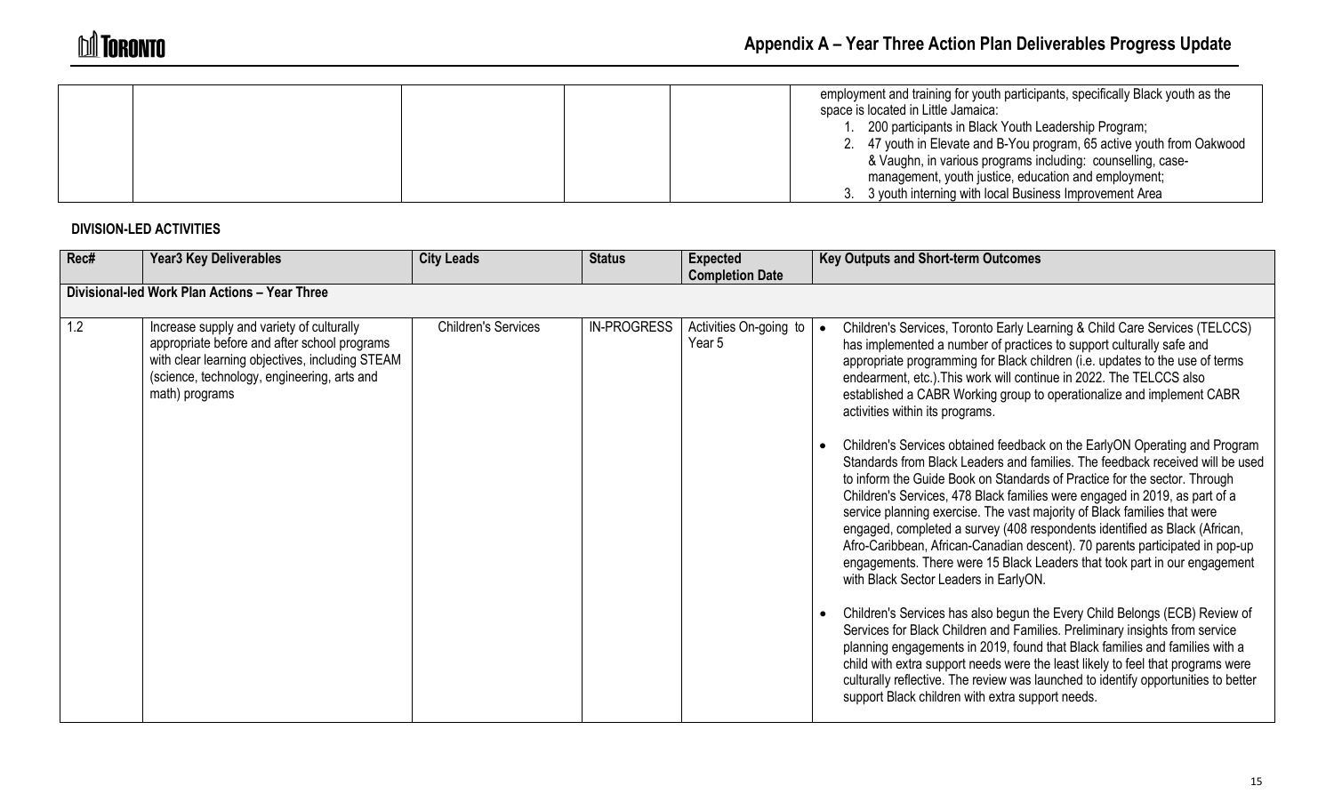| | | | | |
|---|---|---|---|---|
| | | | | employment and training for youth participants, specifically Black youth as the space is located in Little Jamaica:<br>1. 200 participants in Black Youth Leadership Program;<br>2. 47 youth in Elevate and B-You program, 65 active youth from Oakwood & Vaughn, in various programs including: counselling, case-management, youth justice, education and employment;<br>3. 3 youth interning with local Business Improvement Area |

**DIVISION-LED ACTIVITIES**

| Rec# | Year3 Key Deliverables | City Leads | Status | Expected Completion Date | Key Outputs and Short-term Outcomes |
|---|---|---|---|---|---|
| **Divisional-led Work Plan Actions – Year Three** | | | | | |
| 1.2 | Increase supply and variety of culturally appropriate before and after school programs with clear learning objectives, including STEAM (science, technology, engineering, arts and math) programs | Children's Services | IN-PROGRESS | Activities On-going to Year 5 | • Children's Services, Toronto Early Learning & Child Care Services (TELCCS) has implemented a number of practices to support culturally safe and appropriate programming for Black children (i.e. updates to the use of terms endearment, etc.).This work will continue in 2022. The TELCCS also established a CABR Working group to operationalize and implement CABR activities within its programs.<br><br>• Children's Services obtained feedback on the EarlyON Operating and Program Standards from Black Leaders and families. The feedback received will be used to inform the Guide Book on Standards of Practice for the sector. Through Children's Services, 478 Black families were engaged in 2019, as part of a service planning exercise. The vast majority of Black families that were engaged, completed a survey (408 respondents identified as Black (African, Afro-Caribbean, African-Canadian descent). 70 parents participated in pop-up engagements. There were 15 Black Leaders that took part in our engagement with Black Sector Leaders in EarlyON.<br><br>• Children's Services has also begun the Every Child Belongs (ECB) Review of Services for Black Children and Families. Preliminary insights from service planning engagements in 2019, found that Black families and families with a child with extra support needs were the least likely to feel that programs were culturally reflective. The review was launched to identify opportunities to better support Black children with extra support needs. |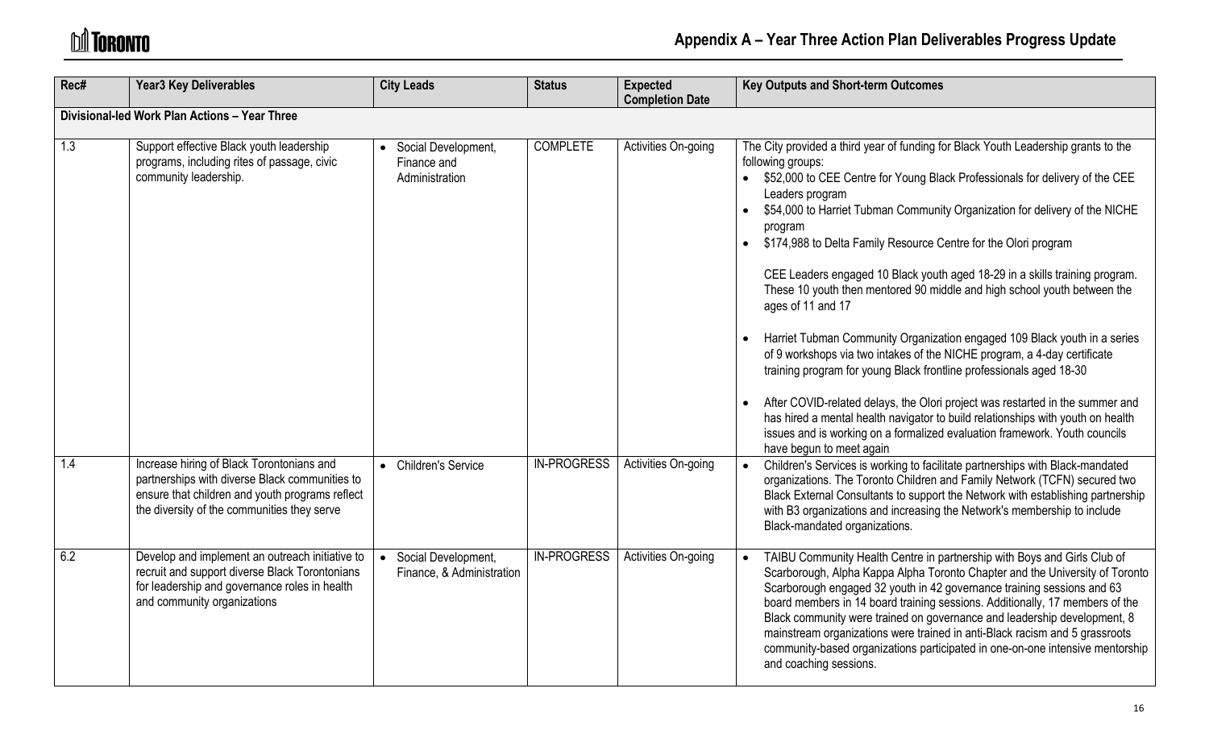## Appendix A – Year Three Action Plan Deliverables Progress Update

| Rec# | Year3 Key Deliverables | City Leads | Status | Expected Completion Date | Key Outputs and Short-term Outcomes |
|---|---|---|---|---|---|
| **Divisional-led Work Plan Actions – Year Three** | | | | | |
| 1.3 | Support effective Black youth leadership programs, including rites of passage, civic community leadership. | • Social Development, Finance and Administration | COMPLETE | Activities On-going | The City provided a third year of funding for Black Youth Leadership grants to the following groups:<br>• $52,000 to CEE Centre for Young Black Professionals for delivery of the CEE Leaders program<br>• $54,000 to Harriet Tubman Community Organization for delivery of the NICHE program<br>• $174,988 to Delta Family Resource Centre for the Olori program<br><br>CEE Leaders engaged 10 Black youth aged 18-29 in a skills training program. These 10 youth then mentored 90 middle and high school youth between the ages of 11 and 17<br><br>• Harriet Tubman Community Organization engaged 109 Black youth in a series of 9 workshops via two intakes of the NICHE program, a 4-day certificate training program for young Black frontline professionals aged 18-30<br><br>• After COVID-related delays, the Olori project was restarted in the summer and has hired a mental health navigator to build relationships with youth on health issues and is working on a formalized evaluation framework. Youth councils have begun to meet again |
| 1.4 | Increase hiring of Black Torontonians and partnerships with diverse Black communities to ensure that children and youth programs reflect the diversity of the communities they serve | • Children's Service | IN-PROGRESS | Activities On-going | • Children's Services is working to facilitate partnerships with Black-mandated organizations. The Toronto Children and Family Network (TCFN) secured two Black External Consultants to support the Network with establishing partnership with B3 organizations and increasing the Network's membership to include Black-mandated organizations. |
| 6.2 | Develop and implement an outreach initiative to recruit and support diverse Black Torontonians for leadership and governance roles in health and community organizations | • Social Development, Finance, & Administration | IN-PROGRESS | Activities On-going | • TAIBU Community Health Centre in partnership with Boys and Girls Club of Scarborough, Alpha Kappa Alpha Toronto Chapter and the University of Toronto Scarborough engaged 32 youth in 42 governance training sessions and 63 board members in 14 board training sessions. Additionally, 17 members of the Black community were trained on governance and leadership development, 8 mainstream organizations were trained in anti-Black racism and 5 grassroots community-based organizations participated in one-on-one intensive mentorship and coaching sessions. |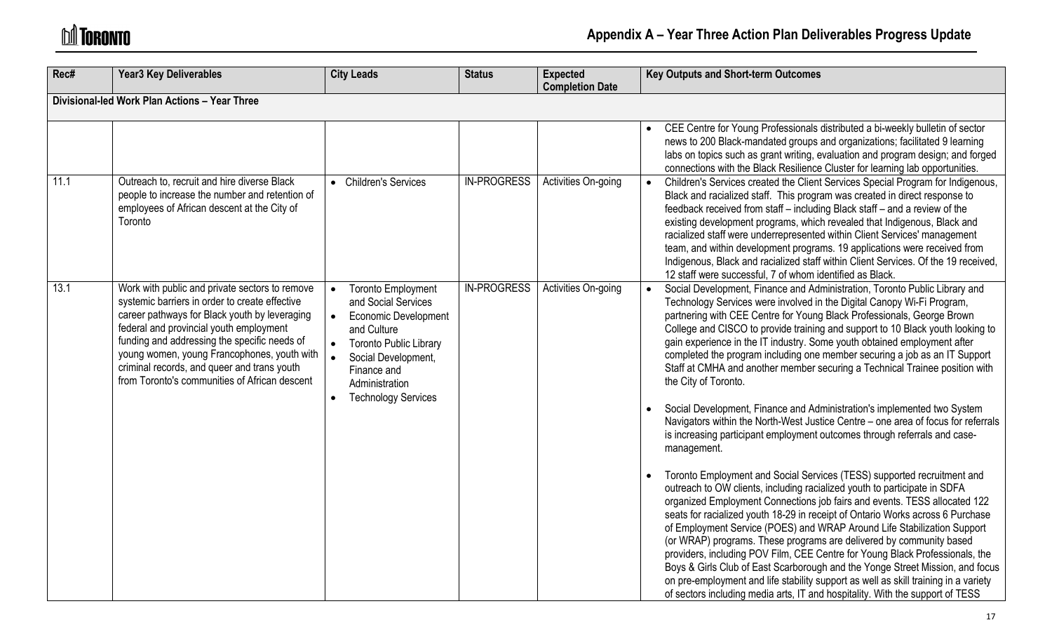## Appendix A – Year Three Action Plan Deliverables Progress Update

| Rec# | Year3 Key Deliverables | City Leads | Status | Expected Completion Date | Key Outputs and Short-term Outcomes |
|---|---|---|---|---|---|
| **Divisional-led Work Plan Actions – Year Three** | | | | | |
| | | | | | • CEE Centre for Young Professionals distributed a bi-weekly bulletin of sector news to 200 Black-mandated groups and organizations; facilitated 9 learning labs on topics such as grant writing, evaluation and program design; and forged connections with the Black Resilience Cluster for learning lab opportunities. |
| 11.1 | Outreach to, recruit and hire diverse Black people to increase the number and retention of employees of African descent at the City of Toronto | • Children's Services | IN-PROGRESS | Activities On-going | • Children's Services created the Client Services Special Program for Indigenous, Black and racialized staff. This program was created in direct response to feedback received from staff – including Black staff – and a review of the existing development programs, which revealed that Indigenous, Black and racialized staff were underrepresented within Client Services' management team, and within development programs. 19 applications were received from Indigenous, Black and racialized staff within Client Services. Of the 19 received, 12 staff were successful, 7 of whom identified as Black. |
| 13.1 | Work with public and private sectors to remove systemic barriers in order to create effective career pathways for Black youth by leveraging federal and provincial youth employment funding and addressing the specific needs of young women, young Francophones, youth with criminal records, and queer and trans youth from Toronto's communities of African descent | • Toronto Employment and Social Services<br>• Economic Development and Culture<br>• Toronto Public Library<br>• Social Development, Finance and Administration<br>• Technology Services | IN-PROGRESS | Activities On-going | • Social Development, Finance and Administration, Toronto Public Library and Technology Services were involved in the Digital Canopy Wi-Fi Program, partnering with CEE Centre for Young Black Professionals, George Brown College and CISCO to provide training and support to 10 Black youth looking to gain experience in the IT industry. Some youth obtained employment after completed the program including one member securing a job as an IT Support Staff at CMHA and another member securing a Technical Trainee position with the City of Toronto.<br><br>• Social Development, Finance and Administration's implemented two System Navigators within the North-West Justice Centre – one area of focus for referrals is increasing participant employment outcomes through referrals and case-management.<br><br>• Toronto Employment and Social Services (TESS) supported recruitment and outreach to OW clients, including racialized youth to participate in SDFA organized Employment Connections job fairs and events. TESS allocated 122 seats for racialized youth 18-29 in receipt of Ontario Works across 6 Purchase of Employment Service (POES) and WRAP Around Life Stabilization Support (or WRAP) programs. These programs are delivered by community based providers, including POV Film, CEE Centre for Young Black Professionals, the Boys & Girls Club of East Scarborough and the Yonge Street Mission, and focus on pre-employment and life stability support as well as skill training in a variety of sectors including media arts, IT and hospitality. With the support of TESS |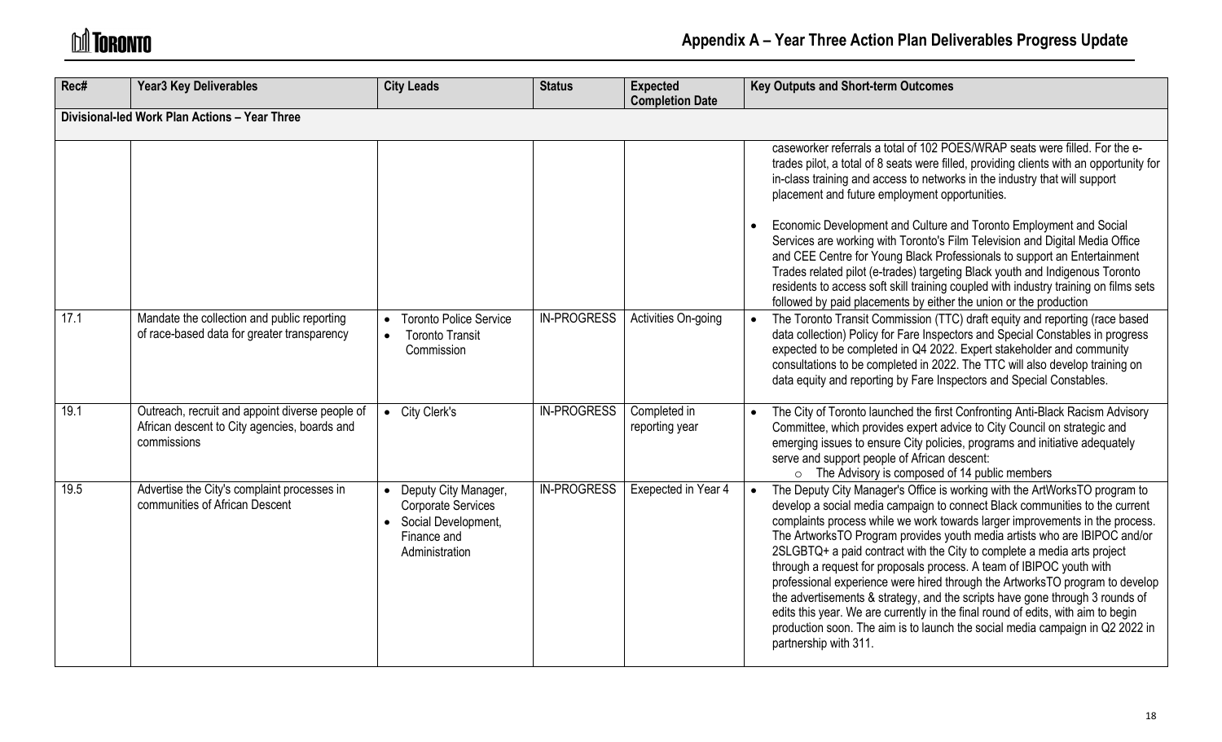## Appendix A – Year Three Action Plan Deliverables Progress Update

| Rec# | Year3 Key Deliverables | City Leads | Status | Expected Completion Date | Key Outputs and Short-term Outcomes |
|---|---|---|---|---|---|
| **Divisional-led Work Plan Actions – Year Three** | | | | | |
| | | | | | caseworker referrals a total of 102 POES/WRAP seats were filled. For the e-trades pilot, a total of 8 seats were filled, providing clients with an opportunity for in-class training and access to networks in the industry that will support placement and future employment opportunities. <br> • Economic Development and Culture and Toronto Employment and Social Services are working with Toronto's Film Television and Digital Media Office and CEE Centre for Young Black Professionals to support an Entertainment Trades related pilot (e-trades) targeting Black youth and Indigenous Toronto residents to access soft skill training coupled with industry training on films sets followed by paid placements by either the union or the production |
| 17.1 | Mandate the collection and public reporting of race-based data for greater transparency | • Toronto Police Service <br> • Toronto Transit Commission | IN-PROGRESS | Activities On-going | • The Toronto Transit Commission (TTC) draft equity and reporting (race based data collection) Policy for Fare Inspectors and Special Constables in progress expected to be completed in Q4 2022. Expert stakeholder and community consultations to be completed in 2022. The TTC will also develop training on data equity and reporting by Fare Inspectors and Special Constables. |
| 19.1 | Outreach, recruit and appoint diverse people of African descent to City agencies, boards and commissions | • City Clerk's | IN-PROGRESS | Completed in reporting year | • The City of Toronto launched the first Confronting Anti-Black Racism Advisory Committee, which provides expert advice to City Council on strategic and emerging issues to ensure City policies, programs and initiative adequately serve and support people of African descent: <br> ○ The Advisory is composed of 14 public members |
| 19.5 | Advertise the City's complaint processes in communities of African Descent | • Deputy City Manager, Corporate Services <br> • Social Development, Finance and Administration | IN-PROGRESS | Exepected in Year 4 | • The Deputy City Manager's Office is working with the ArtWorksTO program to develop a social media campaign to connect Black communities to the current complaints process while we work towards larger improvements in the process. The ArtworksTO Program provides youth media artists who are IBIPOC and/or 2SLGBTQ+ a paid contract with the City to complete a media arts project through a request for proposals process. A team of IBIPOC youth with professional experience were hired through the ArtworksTO program to develop the advertisements & strategy, and the scripts have gone through 3 rounds of edits this year. We are currently in the final round of edits, with aim to begin production soon. The aim is to launch the social media campaign in Q2 2022 in partnership with 311. |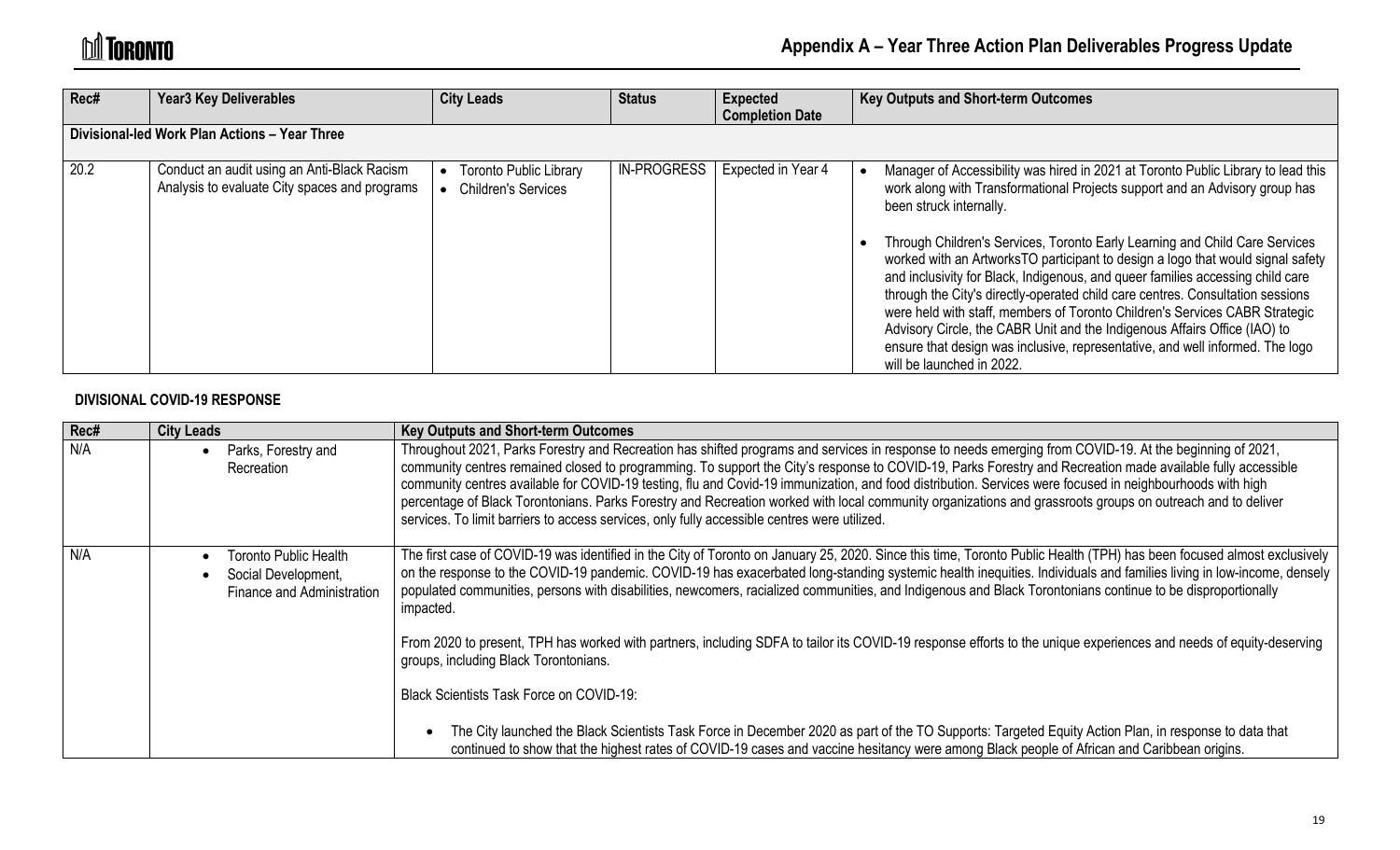## Appendix A – Year Three Action Plan Deliverables Progress Update

| Rec# | Year3 Key Deliverables | City Leads | Status | Expected Completion Date | Key Outputs and Short-term Outcomes |
|---|---|---|---|---|---|
| **Divisional-led Work Plan Actions – Year Three** | | | | | |
| 20.2 | Conduct an audit using an Anti-Black Racism Analysis to evaluate City spaces and programs | • Toronto Public Library<br>• Children's Services | IN-PROGRESS | Expected in Year 4 | • Manager of Accessibility was hired in 2021 at Toronto Public Library to lead this work along with Transformational Projects support and an Advisory group has been struck internally.<br>• Through Children's Services, Toronto Early Learning and Child Care Services worked with an ArtworksTO participant to design a logo that would signal safety and inclusivity for Black, Indigenous, and queer families accessing child care through the City's directly-operated child care centres. Consultation sessions were held with staff, members of Toronto Children's Services CABR Strategic Advisory Circle, the CABR Unit and the Indigenous Affairs Office (IAO) to ensure that design was inclusive, representative, and well informed. The logo will be launched in 2022. |

### DIVISIONAL COVID-19 RESPONSE

| Rec# | City Leads | Key Outputs and Short-term Outcomes |
|---|---|---|
| N/A | • Parks, Forestry and Recreation | Throughout 2021, Parks Forestry and Recreation has shifted programs and services in response to needs emerging from COVID-19. At the beginning of 2021, community centres remained closed to programming. To support the City's response to COVID-19, Parks Forestry and Recreation made available fully accessible community centres available for COVID-19 testing, flu and Covid-19 immunization, and food distribution. Services were focused in neighbourhoods with high percentage of Black Torontonians. Parks Forestry and Recreation worked with local community organizations and grassroots groups on outreach and to deliver services. To limit barriers to access services, only fully accessible centres were utilized. |
| N/A | • Toronto Public Health<br>• Social Development, Finance and Administration | The first case of COVID-19 was identified in the City of Toronto on January 25, 2020. Since this time, Toronto Public Health (TPH) has been focused almost exclusively on the response to the COVID-19 pandemic. COVID-19 has exacerbated long-standing systemic health inequities. Individuals and families living in low-income, densely populated communities, persons with disabilities, newcomers, racialized communities, and Indigenous and Black Torontonians continue to be disproportionally impacted.<br><br>From 2020 to present, TPH has worked with partners, including SDFA to tailor its COVID-19 response efforts to the unique experiences and needs of equity-deserving groups, including Black Torontonians.<br><br>Black Scientists Task Force on COVID-19:<br><br>• The City launched the Black Scientists Task Force in December 2020 as part of the TO Supports: Targeted Equity Action Plan, in response to data that continued to show that the highest rates of COVID-19 cases and vaccine hesitancy were among Black people of African and Caribbean origins. |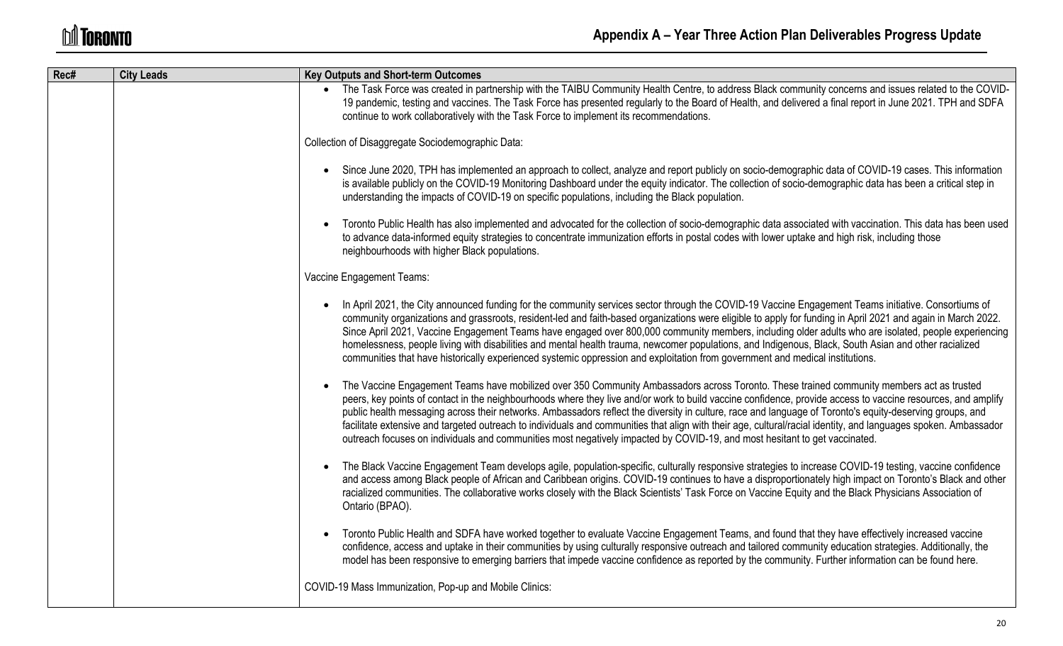| Rec# | City Leads | Key Outputs and Short-term Outcomes |
|---|---|---|
| | | • The Task Force was created in partnership with the TAIBU Community Health Centre, to address Black community concerns and issues related to the COVID-19 pandemic, testing and vaccines. The Task Force has presented regularly to the Board of Health, and delivered a final report in June 2021. TPH and SDFA continue to work collaboratively with the Task Force to implement its recommendations.<br><br>Collection of Disaggregate Sociodemographic Data:<br><br>• Since June 2020, TPH has implemented an approach to collect, analyze and report publicly on socio-demographic data of COVID-19 cases. This information is available publicly on the COVID-19 Monitoring Dashboard under the equity indicator. The collection of socio-demographic data has been a critical step in understanding the impacts of COVID-19 on specific populations, including the Black population.<br><br>• Toronto Public Health has also implemented and advocated for the collection of socio-demographic data associated with vaccination. This data has been used to advance data-informed equity strategies to concentrate immunization efforts in postal codes with lower uptake and high risk, including those neighbourhoods with higher Black populations.<br><br>Vaccine Engagement Teams:<br><br>• In April 2021, the City announced funding for the community services sector through the COVID-19 Vaccine Engagement Teams initiative. Consortiums of community organizations and grassroots, resident-led and faith-based organizations were eligible to apply for funding in April 2021 and again in March 2022. Since April 2021, Vaccine Engagement Teams have engaged over 800,000 community members, including older adults who are isolated, people experiencing homelessness, people living with disabilities and mental health trauma, newcomer populations, and Indigenous, Black, South Asian and other racialized communities that have historically experienced systemic oppression and exploitation from government and medical institutions.<br><br>• The Vaccine Engagement Teams have mobilized over 350 Community Ambassadors across Toronto. These trained community members act as trusted peers, key points of contact in the neighbourhoods where they live and/or work to build vaccine confidence, provide access to vaccine resources, and amplify public health messaging across their networks. Ambassadors reflect the diversity in culture, race and language of Toronto's equity-deserving groups, and facilitate extensive and targeted outreach to individuals and communities that align with their age, cultural/racial identity, and languages spoken. Ambassador outreach focuses on individuals and communities most negatively impacted by COVID-19, and most hesitant to get vaccinated.<br><br>• The Black Vaccine Engagement Team develops agile, population-specific, culturally responsive strategies to increase COVID-19 testing, vaccine confidence and access among Black people of African and Caribbean origins. COVID-19 continues to have a disproportionately high impact on Toronto's Black and other racialized communities. The collaborative works closely with the Black Scientists' Task Force on Vaccine Equity and the Black Physicians Association of Ontario (BPAO).<br><br>• Toronto Public Health and SDFA have worked together to evaluate Vaccine Engagement Teams, and found that they have effectively increased vaccine confidence, access and uptake in their communities by using culturally responsive outreach and tailored community education strategies. Additionally, the model has been responsive to emerging barriers that impede vaccine confidence as reported by the community. Further information can be found here.<br><br>COVID-19 Mass Immunization, Pop-up and Mobile Clinics: |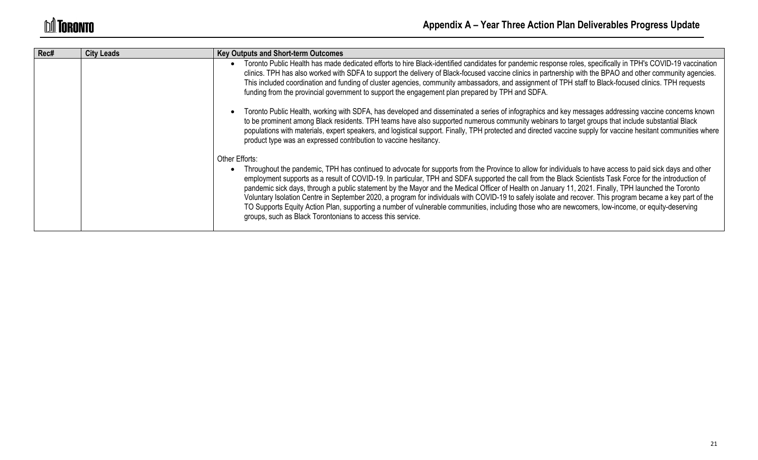| Rec# | City Leads | Key Outputs and Short-term Outcomes |
|---|---|---|
| | | • Toronto Public Health has made dedicated efforts to hire Black-identified candidates for pandemic response roles, specifically in TPH's COVID-19 vaccination clinics. TPH has also worked with SDFA to support the delivery of Black-focused vaccine clinics in partnership with the BPAO and other community agencies. This included coordination and funding of cluster agencies, community ambassadors, and assignment of TPH staff to Black-focused clinics. TPH requests funding from the provincial government to support the engagement plan prepared by TPH and SDFA.<br><br>• Toronto Public Health, working with SDFA, has developed and disseminated a series of infographics and key messages addressing vaccine concerns known to be prominent among Black residents. TPH teams have also supported numerous community webinars to target groups that include substantial Black populations with materials, expert speakers, and logistical support. Finally, TPH protected and directed vaccine supply for vaccine hesitant communities where product type was an expressed contribution to vaccine hesitancy.<br><br>Other Efforts:<br>• Throughout the pandemic, TPH has continued to advocate for supports from the Province to allow for individuals to have access to paid sick days and other employment supports as a result of COVID-19. In particular, TPH and SDFA supported the call from the Black Scientists Task Force for the introduction of pandemic sick days, through a public statement by the Mayor and the Medical Officer of Health on January 11, 2021. Finally, TPH launched the Toronto Voluntary Isolation Centre in September 2020, a program for individuals with COVID-19 to safely isolate and recover. This program became a key part of the TO Supports Equity Action Plan, supporting a number of vulnerable communities, including those who are newcomers, low-income, or equity-deserving groups, such as Black Torontonians to access this service. |